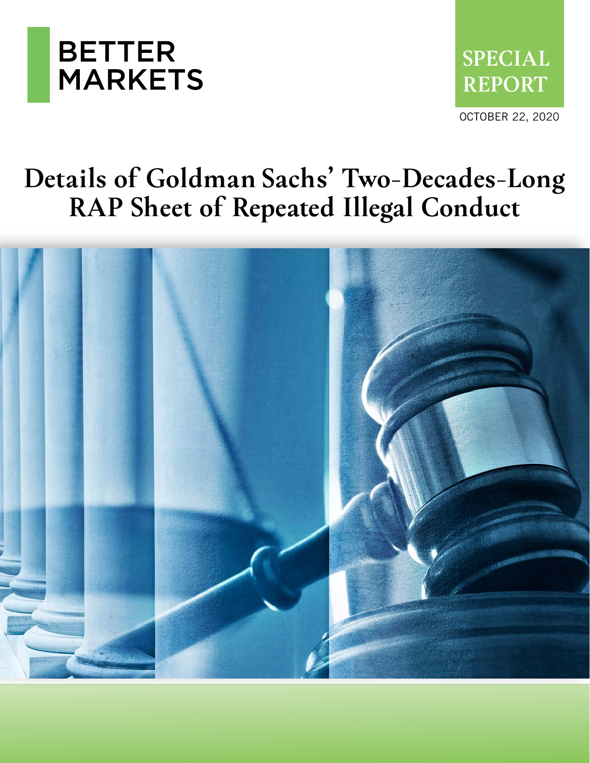BETTER MARKETS

SPECIAL REPORT

OCTOBER 22, 2020

# Details of Goldman Sachs' Two-Decades-Long RAP Sheet of Repeated Illegal Conduct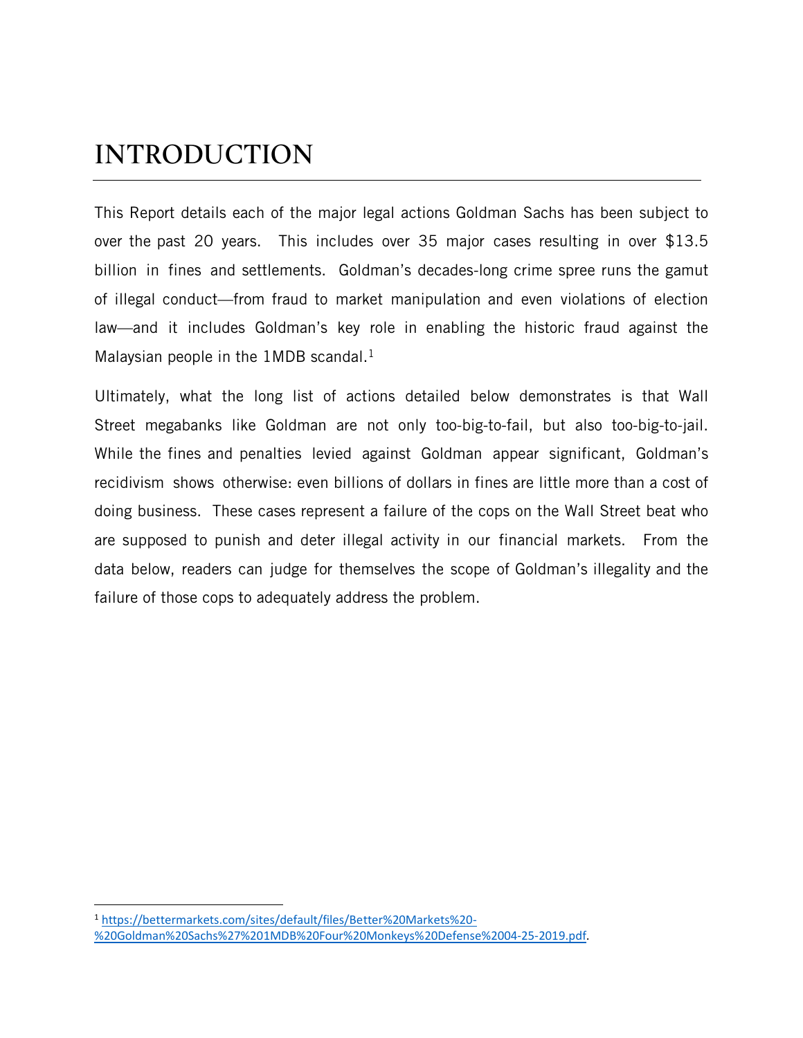# INTRODUCTION

This Report details each of the major legal actions Goldman Sachs has been subject to over the past 20 years. This includes over 35 major cases resulting in over $13.5 billion in fines and settlements. Goldman's decades-long crime spree runs the gamut of illegal conduct—from fraud to market manipulation and even violations of election law—and it includes Goldman's key role in enabling the historic fraud against the Malaysian people in the 1MDB scandal.[1]

Ultimately, what the long list of actions detailed below demonstrates is that Wall Street megabanks like Goldman are not only too-big-to-fail, but also too-big-to-jail. While the fines and penalties levied against Goldman appear significant, Goldman's recidivism shows otherwise: even billions of dollars in fines are little more than a cost of doing business. These cases represent a failure of the cops on the Wall Street beat who are supposed to punish and deter illegal activity in our financial markets. From the data below, readers can judge for themselves the scope of Goldman's illegality and the failure of those cops to adequately address the problem.

---

[1] https://bettermarkets.com/sites/default/files/Better%20Markets%20-%20Goldman%20Sachs%27%201MDB%20Four%20Monkeys%20Defense%2004-25-2019.pdf.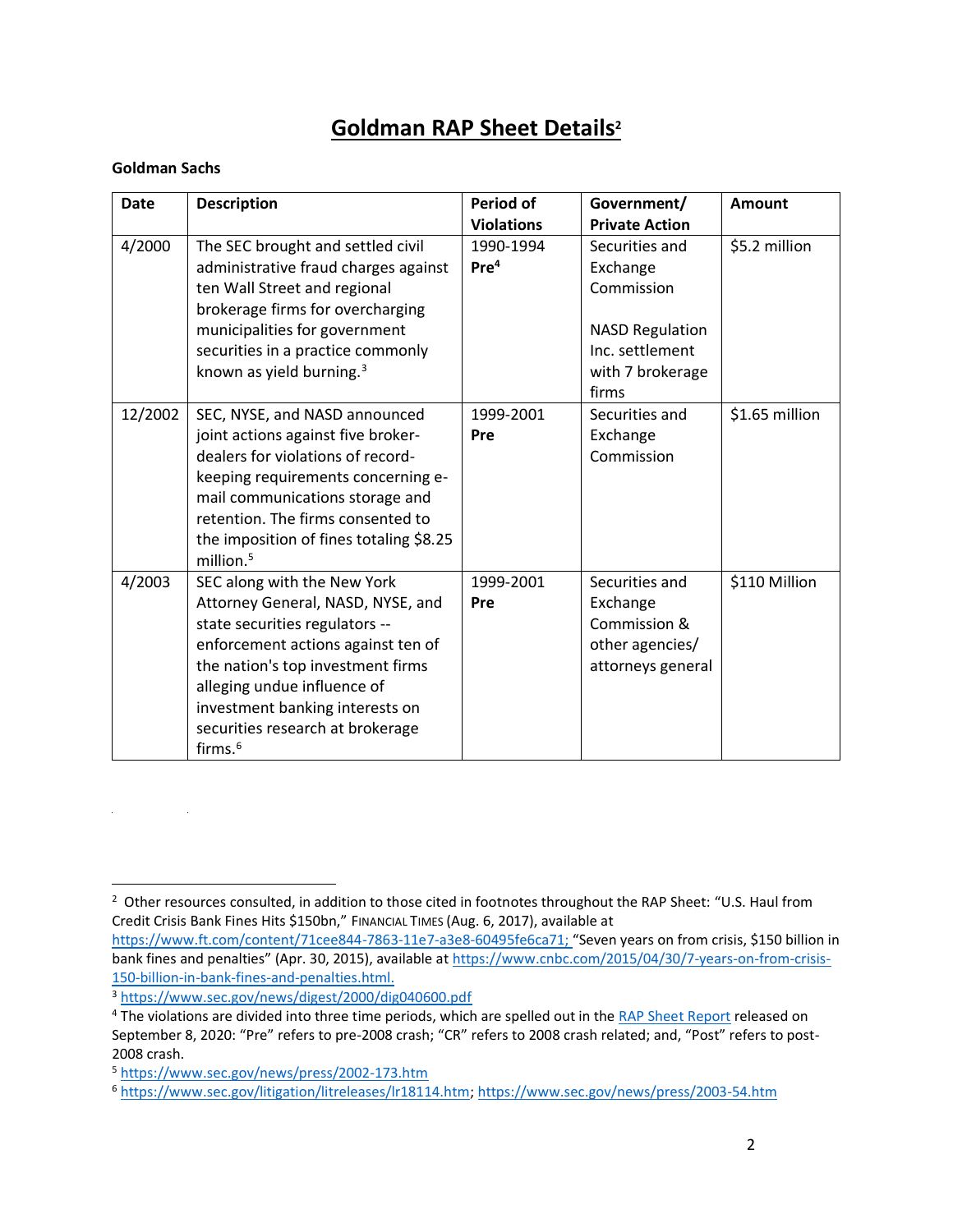# Goldman RAP Sheet Details[2]

**Goldman Sachs**

| Date | Description | Period of Violations | Government/ Private Action | Amount |
|---|---|---|---|---|
| 4/2000 | The SEC brought and settled civil administrative fraud charges against ten Wall Street and regional brokerage firms for overcharging municipalities for government securities in a practice commonly known as yield burning.[3] | 1990-1994 **Pre**[4] | Securities and Exchange Commission<br><br>NASD Regulation Inc. settlement with 7 brokerage firms | $5.2 million |
| 12/2002 | SEC, NYSE, and NASD announced joint actions against five broker-dealers for violations of record-keeping requirements concerning e-mail communications storage and retention. The firms consented to the imposition of fines totaling $8.25 million.[5] | 1999-2001 **Pre** | Securities and Exchange Commission | $1.65 million |
| 4/2003 | SEC along with the New York Attorney General, NASD, NYSE, and state securities regulators -- enforcement actions against ten of the nation's top investment firms alleging undue influence of investment banking interests on securities research at brokerage firms.[6] | 1999-2001 **Pre** | Securities and Exchange Commission & other agencies/ attorneys general | $110 Million |

---

[2] Other resources consulted, in addition to those cited in footnotes throughout the RAP Sheet: "U.S. Haul from Credit Crisis Bank Fines Hits $150bn," FINANCIAL TIMES (Aug. 6, 2017), available at https://www.ft.com/content/71cee844-7863-11e7-a3e8-60495fe6ca71; "Seven years on from crisis, $150 billion in bank fines and penalties" (Apr. 30, 2015), available at https://www.cnbc.com/2015/04/30/7-years-on-from-crisis-150-billion-in-bank-fines-and-penalties.html.

[3] https://www.sec.gov/news/digest/2000/dig040600.pdf

[4] The violations are divided into three time periods, which are spelled out in the RAP Sheet Report released on September 8, 2020: "Pre" refers to pre-2008 crash; "CR" refers to 2008 crash related; and, "Post" refers to post-2008 crash.

[5] https://www.sec.gov/news/press/2002-173.htm

[6] https://www.sec.gov/litigation/litreleases/lr18114.htm; https://www.sec.gov/news/press/2003-54.htm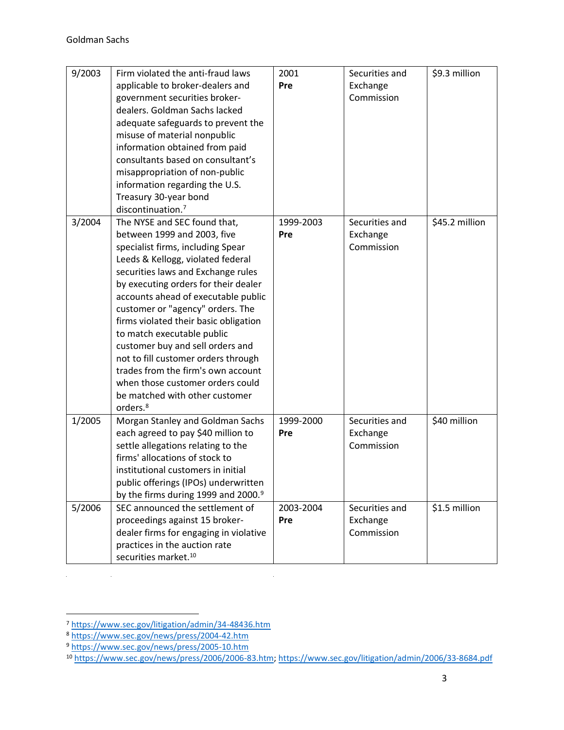| | | | | |
|---|---|---|---|---|
| 9/2003 | Firm violated the anti-fraud laws applicable to broker-dealers and government securities broker-dealers. Goldman Sachs lacked adequate safeguards to prevent the misuse of material nonpublic information obtained from paid consultants based on consultant's misappropriation of non-public information regarding the U.S. Treasury 30-year bond discontinuation.[7] | 2001 **Pre** | Securities and Exchange Commission | $9.3 million |
| 3/2004 | The NYSE and SEC found that, between 1999 and 2003, five specialist firms, including Spear Leeds & Kellogg, violated federal securities laws and Exchange rules by executing orders for their dealer accounts ahead of executable public customer or "agency" orders. The firms violated their basic obligation to match executable public customer buy and sell orders and not to fill customer orders through trades from the firm's own account when those customer orders could be matched with other customer orders.[8] | 1999-2003 **Pre** | Securities and Exchange Commission | $45.2 million |
| 1/2005 | Morgan Stanley and Goldman Sachs each agreed to pay $40 million to settle allegations relating to the firms' allocations of stock to institutional customers in initial public offerings (IPOs) underwritten by the firms during 1999 and 2000.[9] | 1999-2000 **Pre** | Securities and Exchange Commission | $40 million |
| 5/2006 | SEC announced the settlement of proceedings against 15 broker-dealer firms for engaging in violative practices in the auction rate securities market.[10] | 2003-2004 **Pre** | Securities and Exchange Commission | $1.5 million |

[7] https://www.sec.gov/litigation/admin/34-48436.htm
[8] https://www.sec.gov/news/press/2004-42.htm
[9] https://www.sec.gov/news/press/2005-10.htm
[10] https://www.sec.gov/news/press/2006/2006-83.htm; https://www.sec.gov/litigation/admin/2006/33-8684.pdf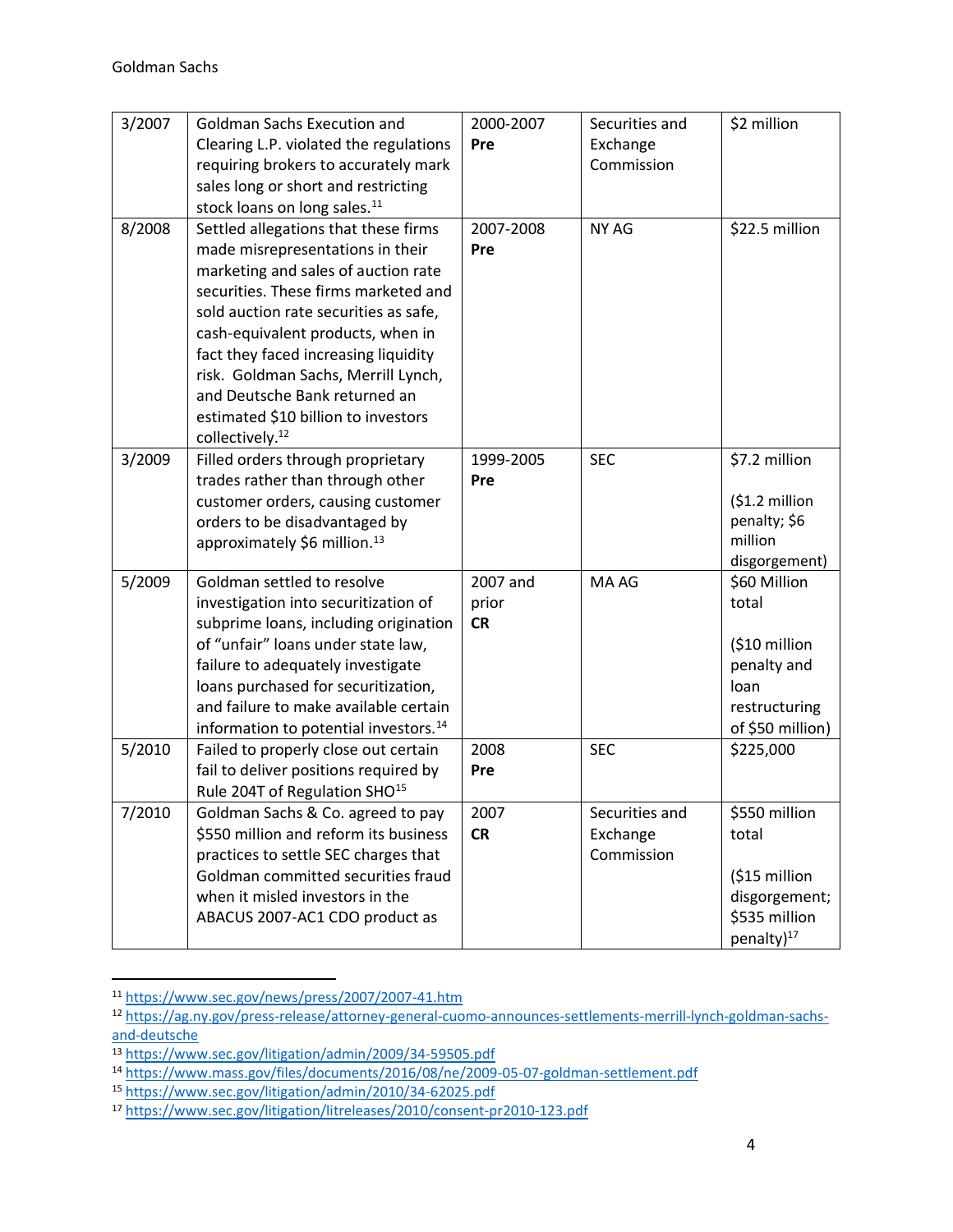| 3/2007 | Goldman Sachs Execution and Clearing L.P. violated the regulations requiring brokers to accurately mark sales long or short and restricting stock loans on long sales.[11] | 2000-2007 **Pre** | Securities and Exchange Commission | $2 million |
|---|---|---|---|---|
| 8/2008 | Settled allegations that these firms made misrepresentations in their marketing and sales of auction rate securities. These firms marketed and sold auction rate securities as safe, cash-equivalent products, when in fact they faced increasing liquidity risk. Goldman Sachs, Merrill Lynch, and Deutsche Bank returned an estimated $10 billion to investors collectively.[12] | 2007-2008 **Pre** | NY AG | $22.5 million |
| 3/2009 | Filled orders through proprietary trades rather than through other customer orders, causing customer orders to be disadvantaged by approximately $6 million.[13] | 1999-2005 **Pre** | SEC | $7.2 million<br><br>($1.2 million penalty; $6 million disgorgement) |
| 5/2009 | Goldman settled to resolve investigation into securitization of subprime loans, including origination of "unfair" loans under state law, failure to adequately investigate loans purchased for securitization, and failure to make available certain information to potential investors.[14] | 2007 and prior **CR** | MA AG | $60 Million total<br><br>($10 million penalty and loan restructuring of $50 million) |
| 5/2010 | Failed to properly close out certain fail to deliver positions required by Rule 204T of Regulation SHO[15] | 2008 **Pre** | SEC | $225,000 |
| 7/2010 | Goldman Sachs & Co. agreed to pay $550 million and reform its business practices to settle SEC charges that Goldman committed securities fraud when it misled investors in the ABACUS 2007-AC1 CDO product as | 2007 **CR** | Securities and Exchange Commission | $550 million total<br><br>($15 million disgorgement; $535 million penalty)[17] |

[11] https://www.sec.gov/news/press/2007/2007-41.htm

[12] https://ag.ny.gov/press-release/attorney-general-cuomo-announces-settlements-merrill-lynch-goldman-sachs-and-deutsche

[13] https://www.sec.gov/litigation/admin/2009/34-59505.pdf

[14] https://www.mass.gov/files/documents/2016/08/ne/2009-05-07-goldman-settlement.pdf

[15] https://www.sec.gov/litigation/admin/2010/34-62025.pdf

[17] https://www.sec.gov/litigation/litreleases/2010/consent-pr2010-123.pdf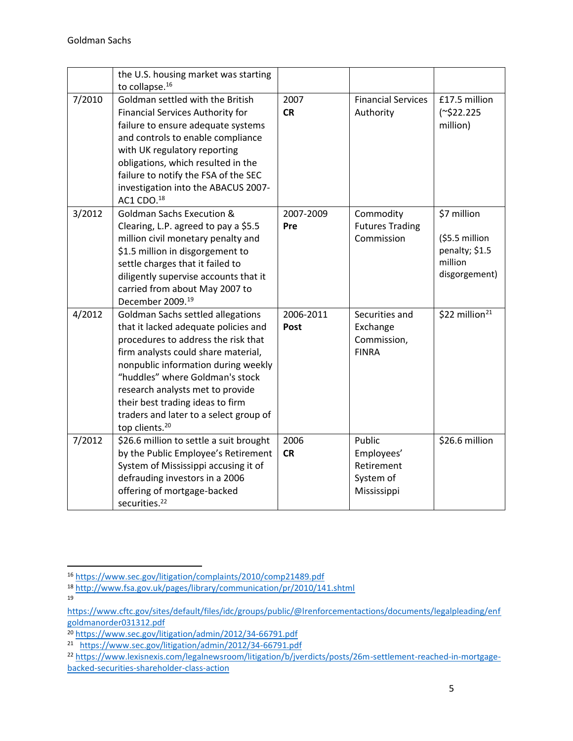|  | the U.S. housing market was starting to collapse.[16] |  |  |  |
|---|---|---|---|---|
| 7/2010 | Goldman settled with the British Financial Services Authority for failure to ensure adequate systems and controls to enable compliance with UK regulatory reporting obligations, which resulted in the failure to notify the FSA of the SEC investigation into the ABACUS 2007-AC1 CDO.[18] | 2007 **CR** | Financial Services Authority | £17.5 million (~$22.225 million) |
| 3/2012 | Goldman Sachs Execution & Clearing, L.P. agreed to pay a $5.5 million civil monetary penalty and $1.5 million in disgorgement to settle charges that it failed to diligently supervise accounts that it carried from about May 2007 to December 2009.[19] | 2007-2009 **Pre** | Commodity Futures Trading Commission | $7 million ($5.5 million penalty; $1.5 million disgorgement) |
| 4/2012 | Goldman Sachs settled allegations that it lacked adequate policies and procedures to address the risk that firm analysts could share material, nonpublic information during weekly "huddles" where Goldman's stock research analysts met to provide their best trading ideas to firm traders and later to a select group of top clients.[20] | 2006-2011 **Post** | Securities and Exchange Commission, FINRA | $22 million[21] |
| 7/2012 | $26.6 million to settle a suit brought by the Public Employee's Retirement System of Mississippi accusing it of defrauding investors in a 2006 offering of mortgage-backed securities.[22] | 2006 **CR** | Public Employees' Retirement System of Mississippi | $26.6 million |

[16] https://www.sec.gov/litigation/complaints/2010/comp21489.pdf

[18] http://www.fsa.gov.uk/pages/library/communication/pr/2010/141.shtml

[19] https://www.cftc.gov/sites/default/files/idc/groups/public/@lrenforcementactions/documents/legalpleading/enfgoldmanorder031312.pdf

[20] https://www.sec.gov/litigation/admin/2012/34-66791.pdf

[21] https://www.sec.gov/litigation/admin/2012/34-66791.pdf

[22] https://www.lexisnexis.com/legalnewsroom/litigation/b/jverdicts/posts/26m-settlement-reached-in-mortgage-backed-securities-shareholder-class-action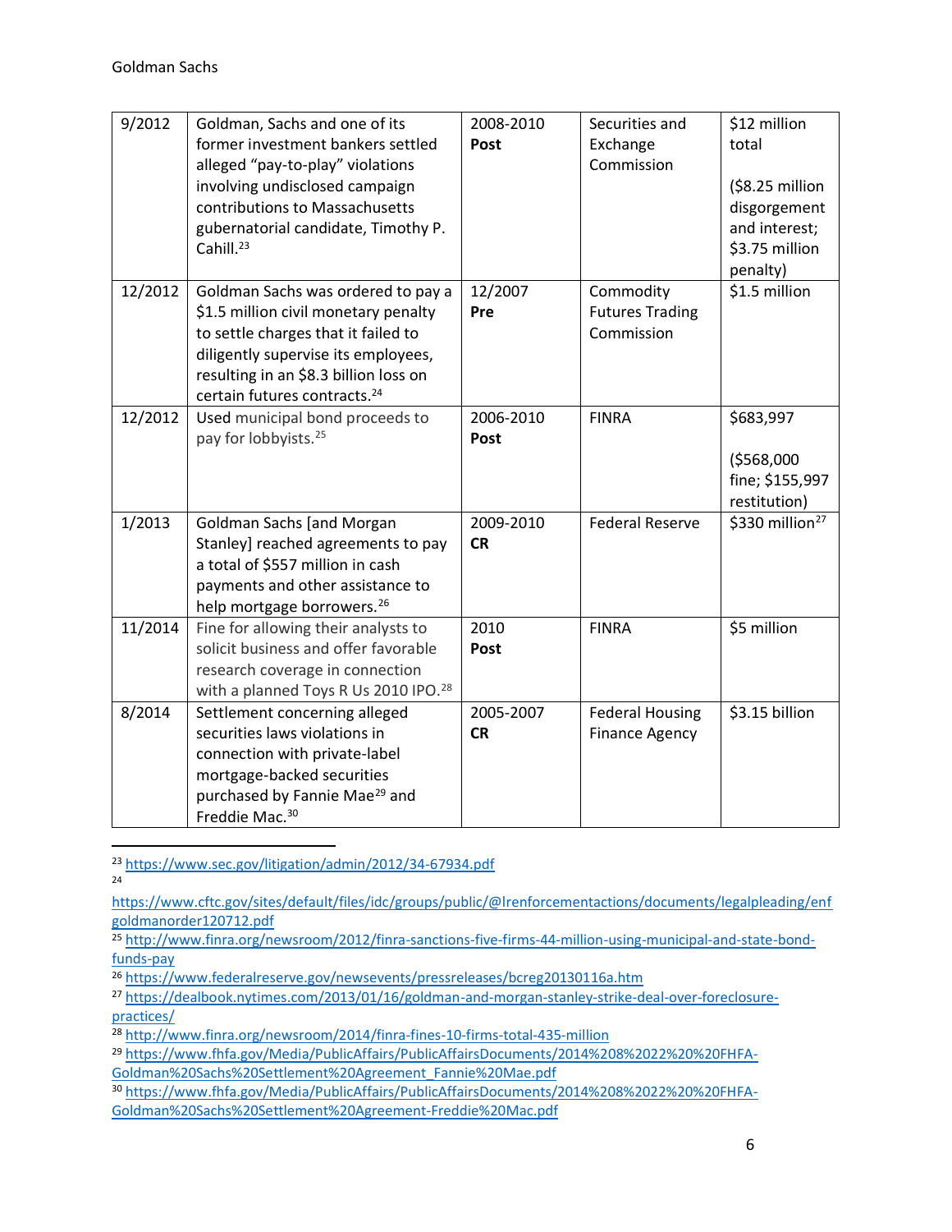| 9/2012 | Goldman, Sachs and one of its former investment bankers settled alleged "pay-to-play" violations involving undisclosed campaign contributions to Massachusetts gubernatorial candidate, Timothy P. Cahill.[23] | 2008-2010 **Post** | Securities and Exchange Commission | $12 million total<br><br>($8.25 million disgorgement and interest; $3.75 million penalty) |
|---|---|---|---|---|
| 12/2012 | Goldman Sachs was ordered to pay a $1.5 million civil monetary penalty to settle charges that it failed to diligently supervise its employees, resulting in an $8.3 billion loss on certain futures contracts.[24] | 12/2007 **Pre** | Commodity Futures Trading Commission | $1.5 million |
| 12/2012 | Used municipal bond proceeds to pay for lobbyists.[25] | 2006-2010 **Post** | FINRA | $683,997<br><br>($568,000 fine; $155,997 restitution) |
| 1/2013 | Goldman Sachs [and Morgan Stanley] reached agreements to pay a total of $557 million in cash payments and other assistance to help mortgage borrowers.[26] | 2009-2010 **CR** | Federal Reserve | $330 million[27] |
| 11/2014 | Fine for allowing their analysts to solicit business and offer favorable research coverage in connection with a planned Toys R Us 2010 IPO.[28] | 2010 **Post** | FINRA | $5 million |
| 8/2014 | Settlement concerning alleged securities laws violations in connection with private-label mortgage-backed securities purchased by Fannie Mae[29] and Freddie Mac.[30] | 2005-2007 **CR** | Federal Housing Finance Agency | $3.15 billion |

[23] https://www.sec.gov/litigation/admin/2012/34-67934.pdf

[24] https://www.cftc.gov/sites/default/files/idc/groups/public/@lrenforcementactions/documents/legalpleading/enfgoldmanorder120712.pdf

[25] http://www.finra.org/newsroom/2012/finra-sanctions-five-firms-44-million-using-municipal-and-state-bond-funds-pay

[26] https://www.federalreserve.gov/newsevents/pressreleases/bcreg20130116a.htm

[27] https://dealbook.nytimes.com/2013/01/16/goldman-and-morgan-stanley-strike-deal-over-foreclosure-practices/

[28] http://www.finra.org/newsroom/2014/finra-fines-10-firms-total-435-million

[29] https://www.fhfa.gov/Media/PublicAffairs/PublicAffairsDocuments/2014%208%2022%20%20FHFA-Goldman%20Sachs%20Settlement%20Agreement_Fannie%20Mae.pdf

[30] https://www.fhfa.gov/Media/PublicAffairs/PublicAffairsDocuments/2014%208%2022%20%20FHFA-Goldman%20Sachs%20Settlement%20Agreement-Freddie%20Mac.pdf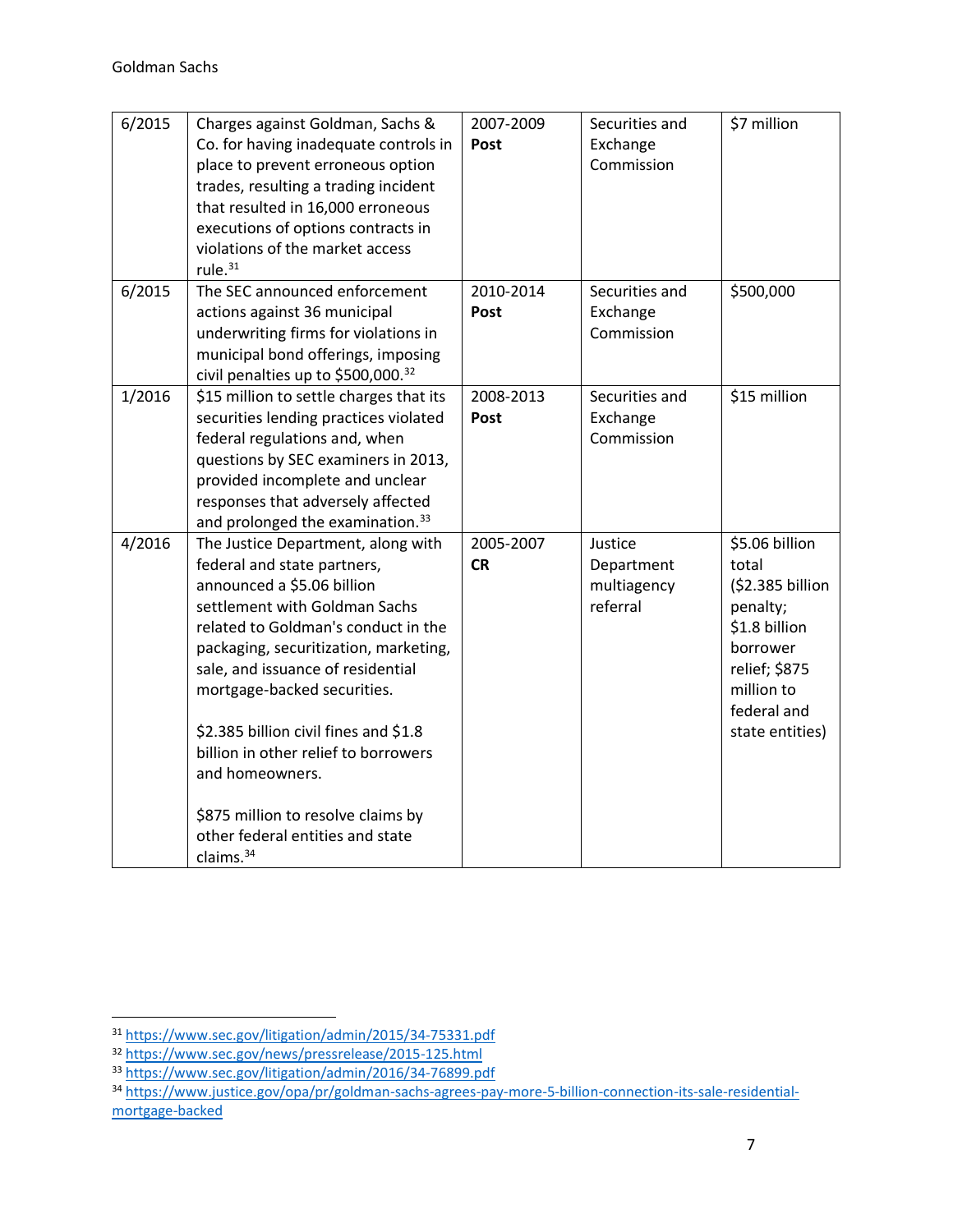| 6/2015 | Charges against Goldman, Sachs & Co. for having inadequate controls in place to prevent erroneous option trades, resulting a trading incident that resulted in 16,000 erroneous executions of options contracts in violations of the market access rule.[31] | 2007-2009 **Post** | Securities and Exchange Commission | $7 million |
|---|---|---|---|---|
| 6/2015 | The SEC announced enforcement actions against 36 municipal underwriting firms for violations in municipal bond offerings, imposing civil penalties up to $500,000.[32] | 2010-2014 **Post** | Securities and Exchange Commission | $500,000 |
| 1/2016 | $15 million to settle charges that its securities lending practices violated federal regulations and, when questions by SEC examiners in 2013, provided incomplete and unclear responses that adversely affected and prolonged the examination.[33] | 2008-2013 **Post** | Securities and Exchange Commission | $15 million |
| 4/2016 | The Justice Department, along with federal and state partners, announced a $5.06 billion settlement with Goldman Sachs related to Goldman's conduct in the packaging, securitization, marketing, sale, and issuance of residential mortgage-backed securities.<br><br>$2.385 billion civil fines and $1.8 billion in other relief to borrowers and homeowners.<br><br>$875 million to resolve claims by other federal entities and state claims.[34] | 2005-2007 **CR** | Justice Department multiagency referral | $5.06 billion total ($2.385 billion penalty; $1.8 billion borrower relief; $875 million to federal and state entities) |

[31] https://www.sec.gov/litigation/admin/2015/34-75331.pdf

[32] https://www.sec.gov/news/pressrelease/2015-125.html

[33] https://www.sec.gov/litigation/admin/2016/34-76899.pdf

[34] https://www.justice.gov/opa/pr/goldman-sachs-agrees-pay-more-5-billion-connection-its-sale-residential-mortgage-backed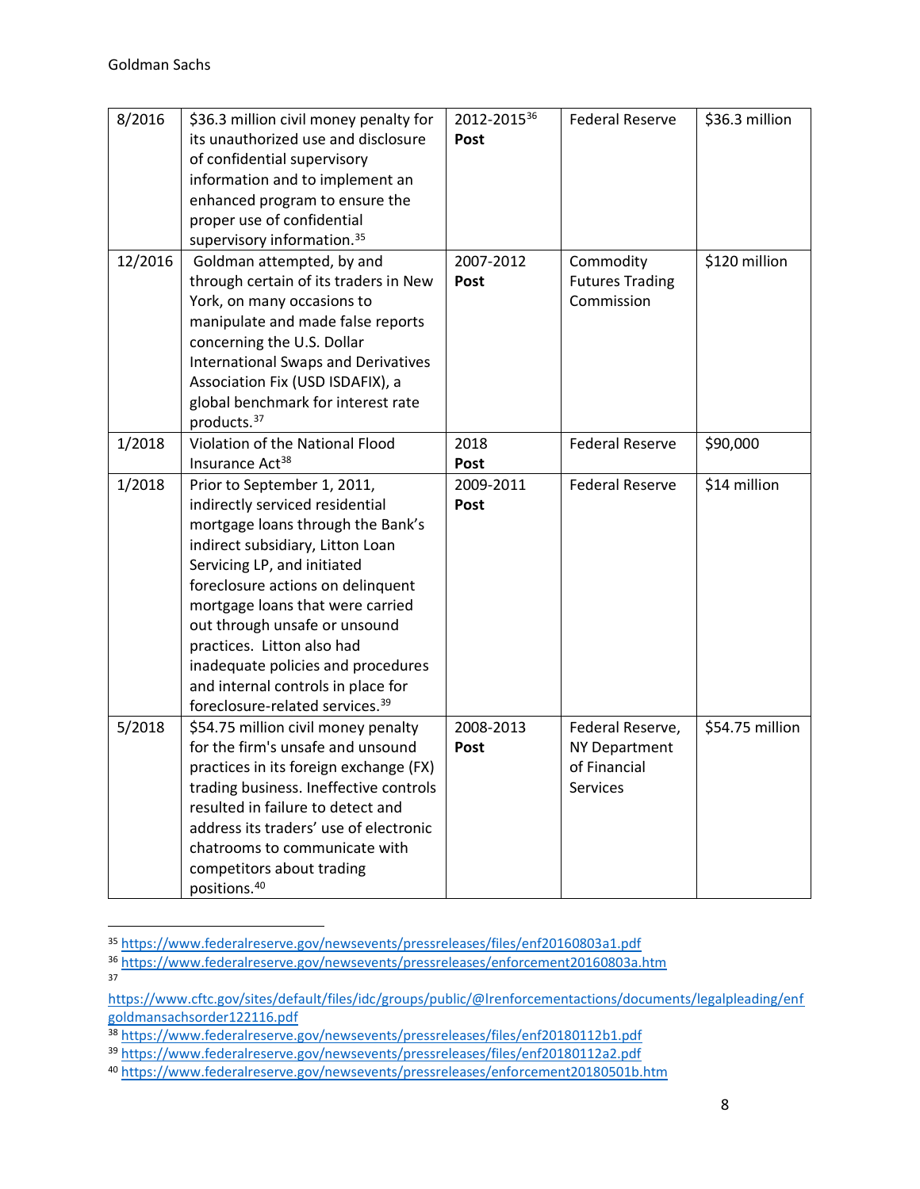| 8/2016 | $36.3 million civil money penalty for its unauthorized use and disclosure of confidential supervisory information and to implement an enhanced program to ensure the proper use of confidential supervisory information.[35] | 2012-2015[36] **Post** | Federal Reserve | $36.3 million |
|---|---|---|---|---|
| 12/2016 | Goldman attempted, by and through certain of its traders in New York, on many occasions to manipulate and made false reports concerning the U.S. Dollar International Swaps and Derivatives Association Fix (USD ISDAFIX), a global benchmark for interest rate products.[37] | 2007-2012 **Post** | Commodity Futures Trading Commission | $120 million |
| 1/2018 | Violation of the National Flood Insurance Act[38] | 2018 **Post** | Federal Reserve | $90,000 |
| 1/2018 | Prior to September 1, 2011, indirectly serviced residential mortgage loans through the Bank's indirect subsidiary, Litton Loan Servicing LP, and initiated foreclosure actions on delinquent mortgage loans that were carried out through unsafe or unsound practices. Litton also had inadequate policies and procedures and internal controls in place for foreclosure-related services.[39] | 2009-2011 **Post** | Federal Reserve | $14 million |
| 5/2018 | $54.75 million civil money penalty for the firm's unsafe and unsound practices in its foreign exchange (FX) trading business. Ineffective controls resulted in failure to detect and address its traders' use of electronic chatrooms to communicate with competitors about trading positions.[40] | 2008-2013 **Post** | Federal Reserve, NY Department of Financial Services | $54.75 million |

[35] https://www.federalreserve.gov/newsevents/pressreleases/files/enf20160803a1.pdf

[36] https://www.federalreserve.gov/newsevents/pressreleases/enforcement20160803a.htm

[37] https://www.cftc.gov/sites/default/files/idc/groups/public/@lrenforcementactions/documents/legalpleading/enfgoldmansachsorder122116.pdf

[38] https://www.federalreserve.gov/newsevents/pressreleases/files/enf20180112b1.pdf

[39] https://www.federalreserve.gov/newsevents/pressreleases/files/enf20180112a2.pdf

[40] https://www.federalreserve.gov/newsevents/pressreleases/enforcement20180501b.htm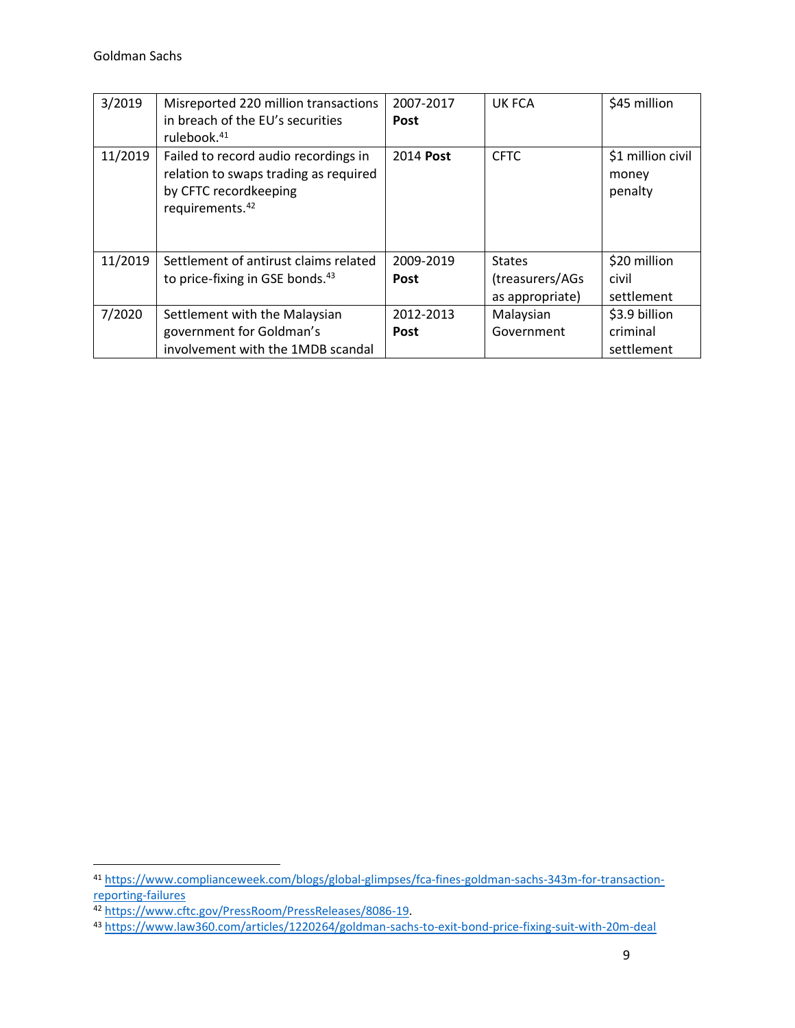| 3/2019 | Misreported 220 million transactions in breach of the EU's securities rulebook.[41] | 2007-2017 **Post** | UK FCA | $45 million |
|---|---|---|---|---|
| 11/2019 | Failed to record audio recordings in relation to swaps trading as required by CFTC recordkeeping requirements.[42] | 2014 **Post** | CFTC | $1 million civil money penalty |
| 11/2019 | Settlement of antirust claims related to price-fixing in GSE bonds.[43] | 2009-2019 **Post** | States (treasurers/AGs as appropriate) | $20 million civil settlement |
| 7/2020 | Settlement with the Malaysian government for Goldman's involvement with the 1MDB scandal | 2012-2013 **Post** | Malaysian Government | $3.9 billion criminal settlement |

[41] https://www.complianceweek.com/blogs/global-glimpses/fca-fines-goldman-sachs-343m-for-transaction-reporting-failures

[42] https://www.cftc.gov/PressRoom/PressReleases/8086-19.

[43] https://www.law360.com/articles/1220264/goldman-sachs-to-exit-bond-price-fixing-suit-with-20m-deal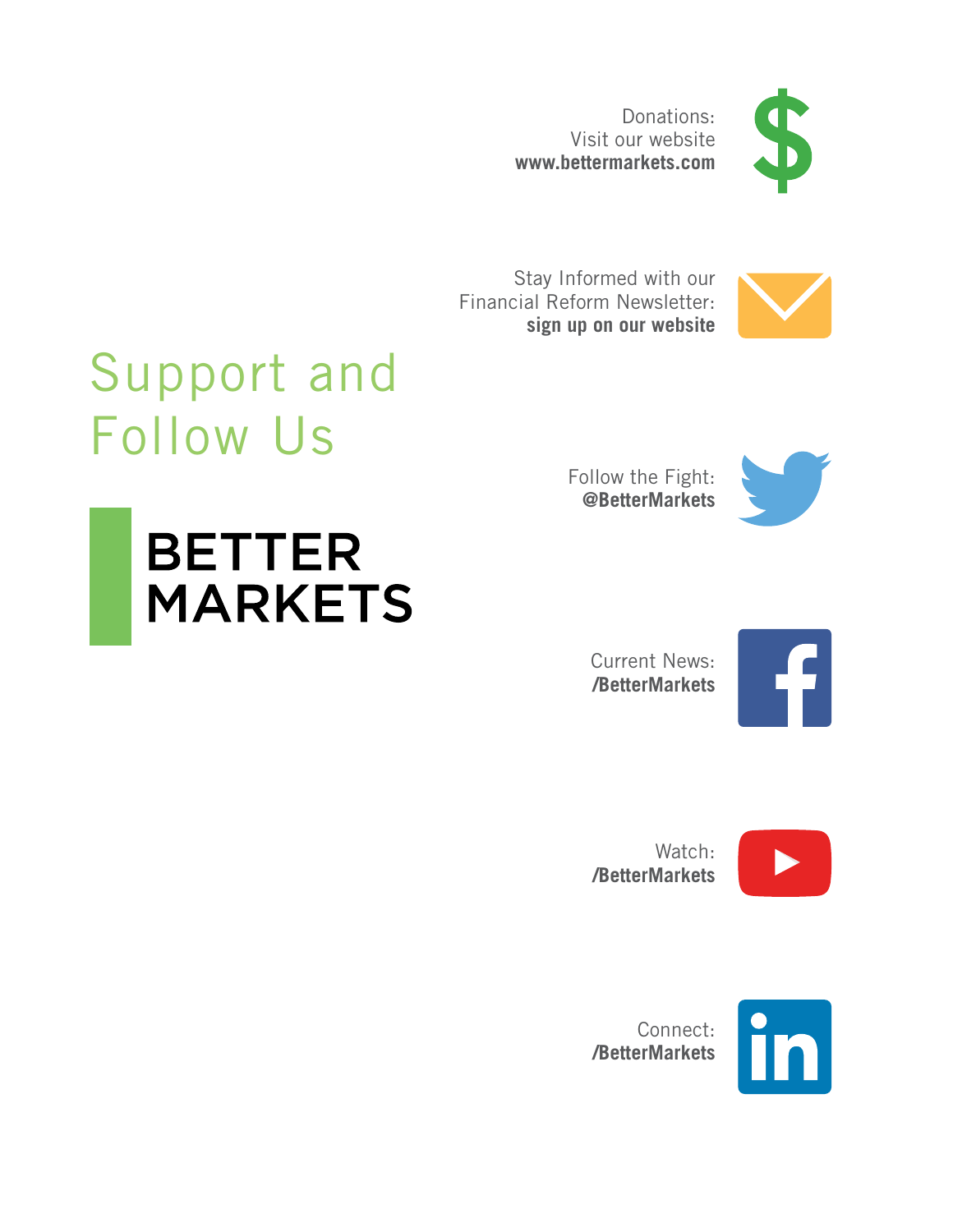# Support and Follow Us

**BETTER MARKETS**

Donations:
Visit our website
**www.bettermarkets.com**

Stay Informed with our
Financial Reform Newsletter:
**sign up on our website**

Follow the Fight:
**@BetterMarkets**

Current News:
**/BetterMarkets**

Watch:
**/BetterMarkets**

Connect:
**/BetterMarkets**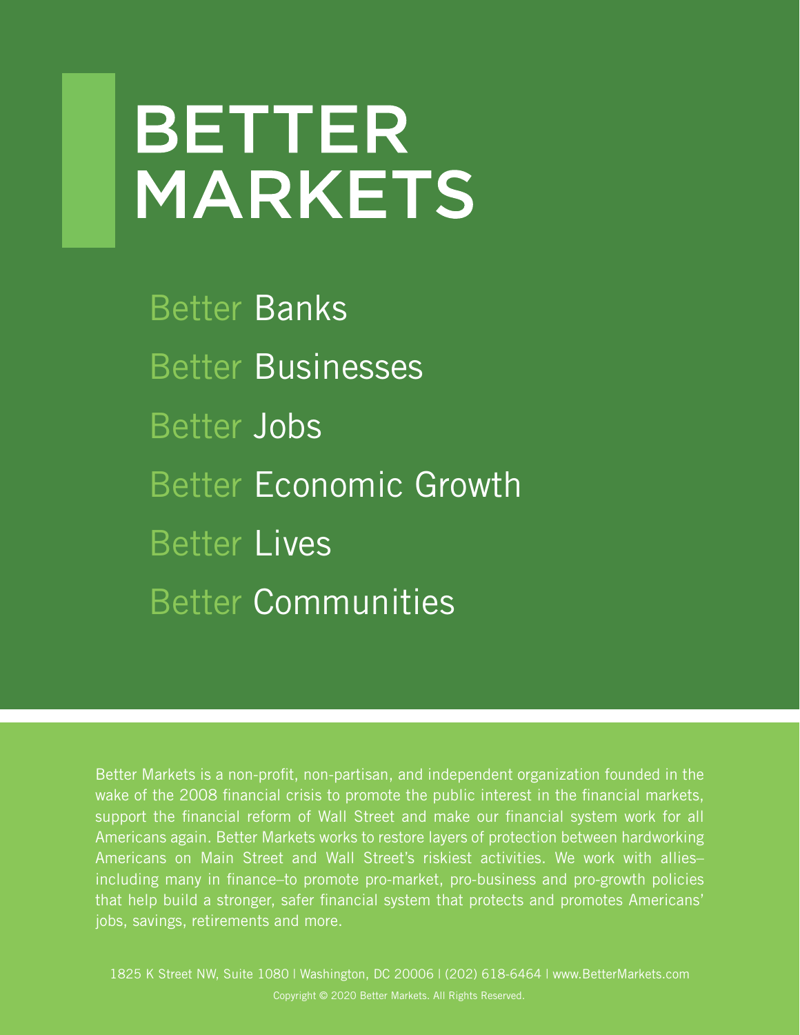# BETTER MARKETS

Better Banks

Better Businesses

Better Jobs

Better Economic Growth

Better Lives

Better Communities

Better Markets is a non-profit, non-partisan, and independent organization founded in the wake of the 2008 financial crisis to promote the public interest in the financial markets, support the financial reform of Wall Street and make our financial system work for all Americans again. Better Markets works to restore layers of protection between hardworking Americans on Main Street and Wall Street's riskiest activities. We work with allies–including many in finance–to promote pro-market, pro-business and pro-growth policies that help build a stronger, safer financial system that protects and promotes Americans' jobs, savings, retirements and more.

1825 K Street NW, Suite 1080 | Washington, DC 20006 | (202) 618-6464 | www.BetterMarkets.com

Copyright © 2020 Better Markets. All Rights Reserved.